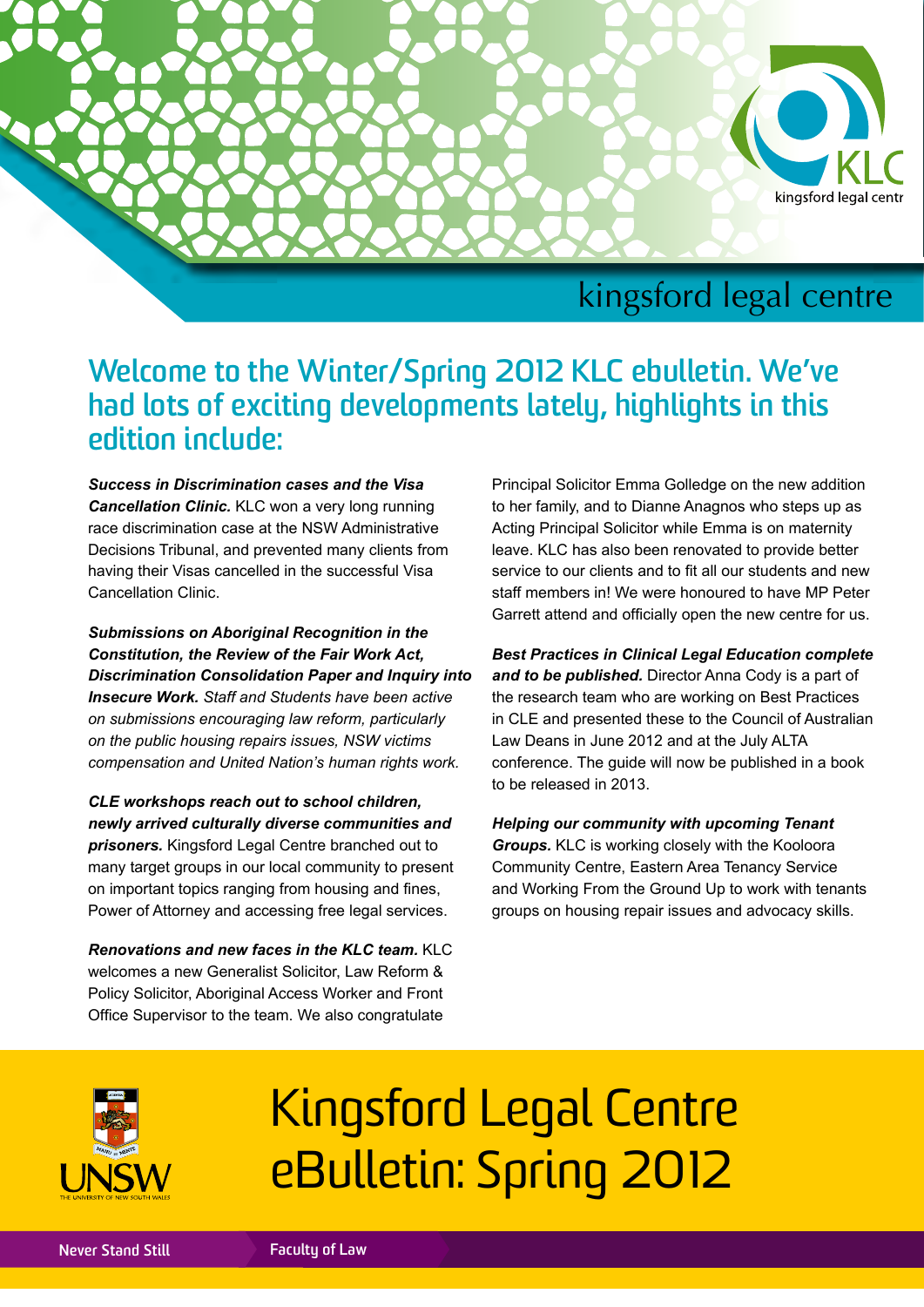kingsford legal centre

## Welcome to the Winter/Spring 2012 KLC ebulletin. We've had lots of exciting developments lately, highlights in this edition include:

***Success in Discrimination cases and the Visa Cancellation Clinic.*** KLC won a very long running race discrimination case at the NSW Administrative Decisions Tribunal, and prevented many clients from having their Visas cancelled in the successful Visa Cancellation Clinic.

***Submissions on Aboriginal Recognition in the Constitution, the Review of the Fair Work Act, Discrimination Consolidation Paper and Inquiry into Insecure Work.*** *Staff and Students have been active on submissions encouraging law reform, particularly on the public housing repairs issues, NSW victims compensation and United Nation's human rights work.*

***CLE workshops reach out to school children, newly arrived culturally diverse communities and prisoners.*** Kingsford Legal Centre branched out to many target groups in our local community to present on important topics ranging from housing and fines, Power of Attorney and accessing free legal services.

***Renovations and new faces in the KLC team.*** KLC welcomes a new Generalist Solicitor, Law Reform & Policy Solicitor, Aboriginal Access Worker and Front Office Supervisor to the team. We also congratulate Principal Solicitor Emma Golledge on the new addition to her family, and to Dianne Anagnos who steps up as Acting Principal Solicitor while Emma is on maternity leave. KLC has also been renovated to provide better service to our clients and to fit all our students and new staff members in! We were honoured to have MP Peter Garrett attend and officially open the new centre for us.

***Best Practices in Clinical Legal Education complete and to be published.*** Director Anna Cody is a part of the research team who are working on Best Practices in CLE and presented these to the Council of Australian Law Deans in June 2012 and at the July ALTA conference. The guide will now be published in a book to be released in 2013.

***Helping our community with upcoming Tenant Groups.*** KLC is working closely with the Kooloora Community Centre, Eastern Area Tenancy Service and Working From the Ground Up to work with tenants groups on housing repair issues and advocacy skills.

# Kingsford Legal Centre eBulletin: Spring 2012

Never Stand Still | Faculty of Law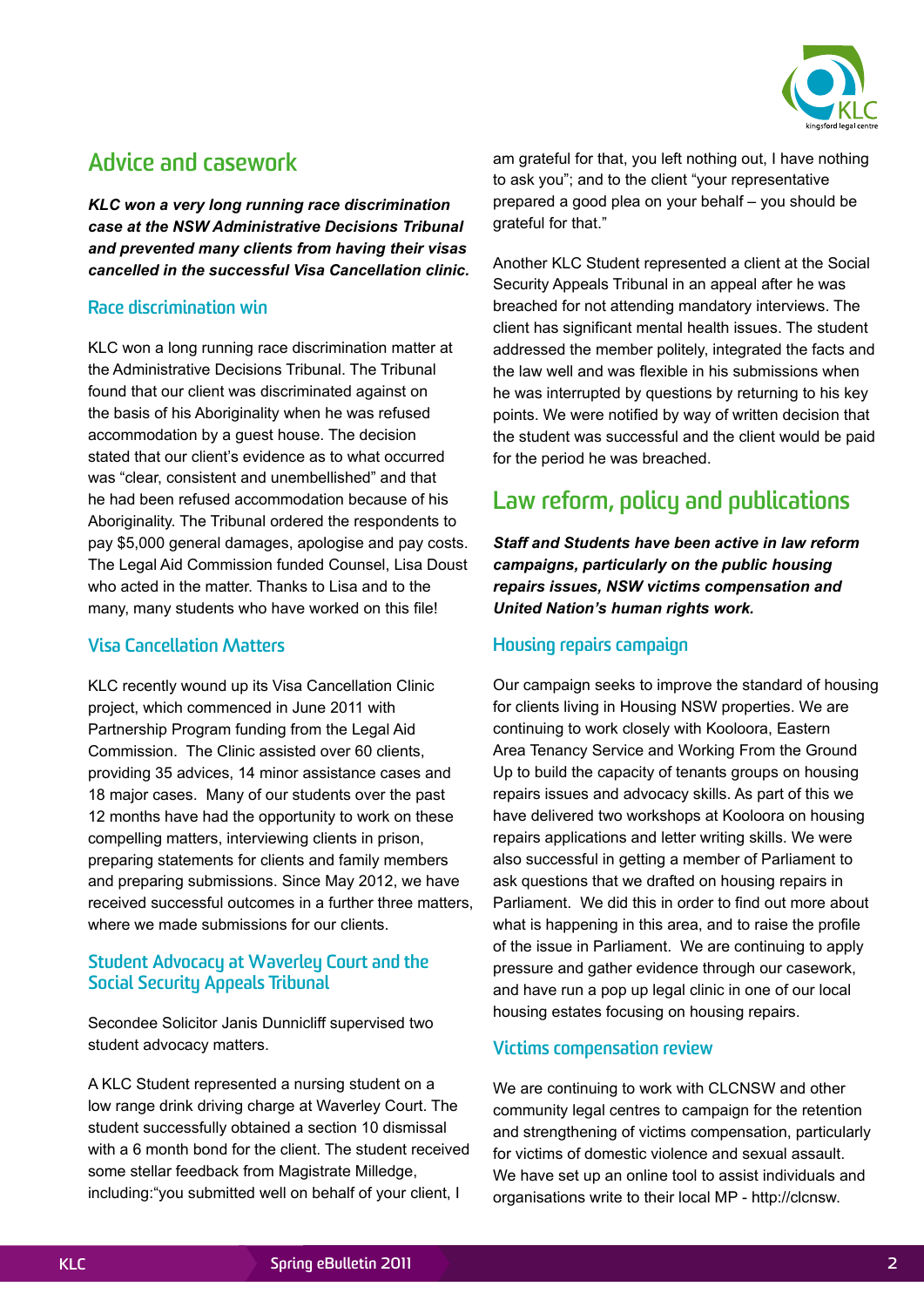## Advice and casework

***KLC won a very long running race discrimination case at the NSW Administrative Decisions Tribunal and prevented many clients from having their visas cancelled in the successful Visa Cancellation clinic.***

### Race discrimination win

KLC won a long running race discrimination matter at the Administrative Decisions Tribunal. The Tribunal found that our client was discriminated against on the basis of his Aboriginality when he was refused accommodation by a guest house. The decision stated that our client's evidence as to what occurred was "clear, consistent and unembellished" and that he had been refused accommodation because of his Aboriginality. The Tribunal ordered the respondents to pay $5,000 general damages, apologise and pay costs. The Legal Aid Commission funded Counsel, Lisa Doust who acted in the matter. Thanks to Lisa and to the many, many students who have worked on this file!

### Visa Cancellation Matters

KLC recently wound up its Visa Cancellation Clinic project, which commenced in June 2011 with Partnership Program funding from the Legal Aid Commission. The Clinic assisted over 60 clients, providing 35 advices, 14 minor assistance cases and 18 major cases. Many of our students over the past 12 months have had the opportunity to work on these compelling matters, interviewing clients in prison, preparing statements for clients and family members and preparing submissions. Since May 2012, we have received successful outcomes in a further three matters, where we made submissions for our clients.

### Student Advocacy at Waverley Court and the Social Security Appeals Tribunal

Secondee Solicitor Janis Dunnicliff supervised two student advocacy matters.

A KLC Student represented a nursing student on a low range drink driving charge at Waverley Court. The student successfully obtained a section 10 dismissal with a 6 month bond for the client. The student received some stellar feedback from Magistrate Milledge, including:"you submitted well on behalf of your client, I am grateful for that, you left nothing out, I have nothing to ask you"; and to the client "your representative prepared a good plea on your behalf – you should be grateful for that."

Another KLC Student represented a client at the Social Security Appeals Tribunal in an appeal after he was breached for not attending mandatory interviews. The client has significant mental health issues. The student addressed the member politely, integrated the facts and the law well and was flexible in his submissions when he was interrupted by questions by returning to his key points. We were notified by way of written decision that the student was successful and the client would be paid for the period he was breached.

## Law reform, policy and publications

***Staff and Students have been active in law reform campaigns, particularly on the public housing repairs issues, NSW victims compensation and United Nation's human rights work.***

### Housing repairs campaign

Our campaign seeks to improve the standard of housing for clients living in Housing NSW properties. We are continuing to work closely with Kooloora, Eastern Area Tenancy Service and Working From the Ground Up to build the capacity of tenants groups on housing repairs issues and advocacy skills. As part of this we have delivered two workshops at Kooloora on housing repairs applications and letter writing skills. We were also successful in getting a member of Parliament to ask questions that we drafted on housing repairs in Parliament. We did this in order to find out more about what is happening in this area, and to raise the profile of the issue in Parliament. We are continuing to apply pressure and gather evidence through our casework, and have run a pop up legal clinic in one of our local housing estates focusing on housing repairs.

### Victims compensation review

We are continuing to work with CLCNSW and other community legal centres to campaign for the retention and strengthening of victims compensation, particularly for victims of domestic violence and sexual assault. We have set up an online tool to assist individuals and organisations write to their local MP - http://clcnsw.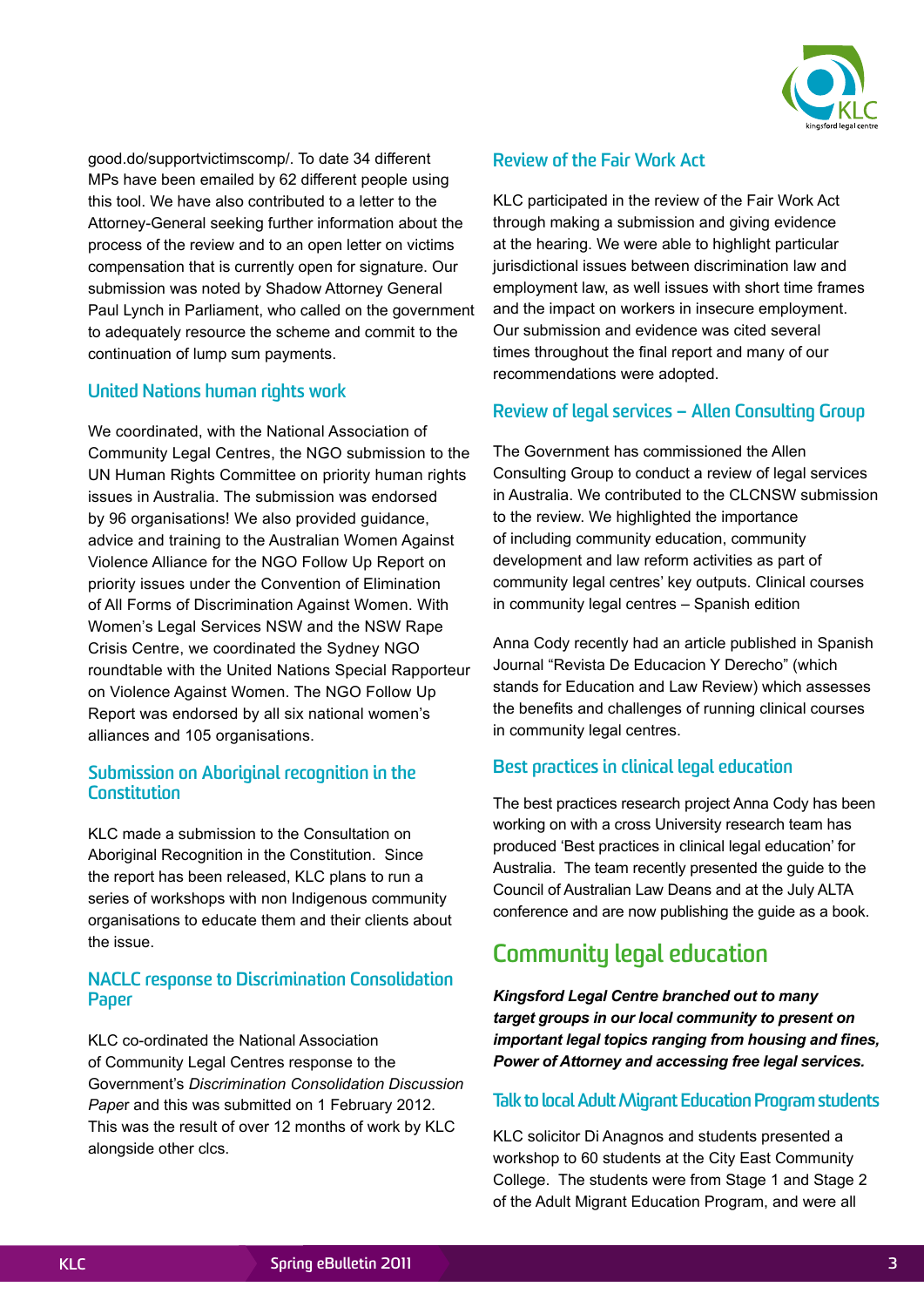good.do/supportvictimscomp/. To date 34 different MPs have been emailed by 62 different people using this tool. We have also contributed to a letter to the Attorney-General seeking further information about the process of the review and to an open letter on victims compensation that is currently open for signature. Our submission was noted by Shadow Attorney General Paul Lynch in Parliament, who called on the government to adequately resource the scheme and commit to the continuation of lump sum payments.

### United Nations human rights work

We coordinated, with the National Association of Community Legal Centres, the NGO submission to the UN Human Rights Committee on priority human rights issues in Australia. The submission was endorsed by 96 organisations; We also provided guidance, advice and training to the Australian Women Against Violence Alliance for the NGO Follow Up Report on priority issues under the Convention of Elimination of All Forms of Discrimination Against Women. With Women's Legal Services NSW and the NSW Rape Crisis Centre, we coordinated the Sydney NGO roundtable with the United Nations Special Rapporteur on Violence Against Women. The NGO Follow Up Report was endorsed by all six national women's alliances and 105 organisations.

### Submission on Aboriginal recognition in the Constitution

KLC made a submission to the Consultation on Aboriginal Recognition in the Constitution. Since the report has been released, KLC plans to run a series of workshops with non Indigenous community organisations to educate them and their clients about the issue.

### NACLC response to Discrimination Consolidation Paper

KLC co-ordinated the National Association of Community Legal Centres response to the Government's *Discrimination Consolidation Discussion Paper* and this was submitted on 1 February 2012. This was the result of over 12 months of work by KLC alongside other clcs.

### Review of the Fair Work Act

KLC participated in the review of the Fair Work Act through making a submission and giving evidence at the hearing. We were able to highlight particular jurisdictional issues between discrimination law and employment law, as well issues with short time frames and the impact on workers in insecure employment. Our submission and evidence was cited several times throughout the final report and many of our recommendations were adopted.

### Review of legal services – Allen Consulting Group

The Government has commissioned the Allen Consulting Group to conduct a review of legal services in Australia. We contributed to the CLCNSW submission to the review. We highlighted the importance of including community education, community development and law reform activities as part of community legal centres' key outputs. Clinical courses in community legal centres – Spanish edition

Anna Cody recently had an article published in Spanish Journal "Revista De Educacion Y Derecho" (which stands for Education and Law Review) which assesses the benefits and challenges of running clinical courses in community legal centres.

### Best practices in clinical legal education

The best practices research project Anna Cody has been working on with a cross University research team has produced 'Best practices in clinical legal education' for Australia. The team recently presented the guide to the Council of Australian Law Deans and at the July ALTA conference and are now publishing the guide as a book.

## Community legal education

***Kingsford Legal Centre branched out to many target groups in our local community to present on important legal topics ranging from housing and fines, Power of Attorney and accessing free legal services.***

### Talk to local Adult Migrant Education Program students

KLC solicitor Di Anagnos and students presented a workshop to 60 students at the City East Community College. The students were from Stage 1 and Stage 2 of the Adult Migrant Education Program, and were all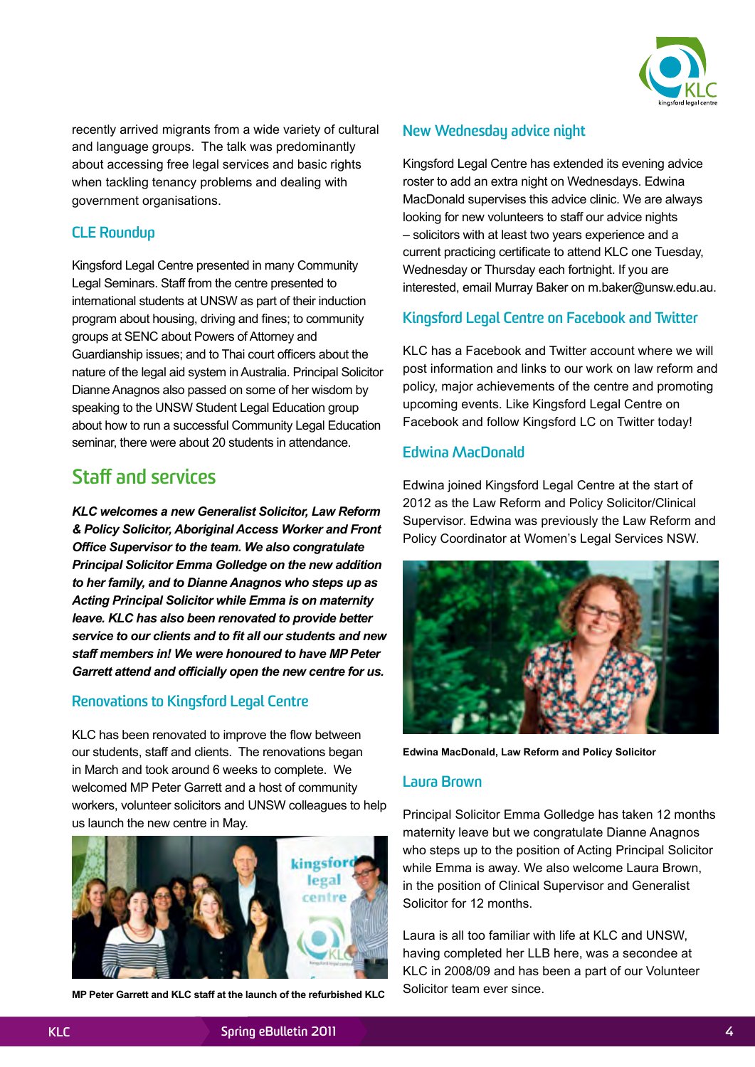recently arrived migrants from a wide variety of cultural and language groups. The talk was predominantly about accessing free legal services and basic rights when tackling tenancy problems and dealing with government organisations.

### CLE Roundup

Kingsford Legal Centre presented in many Community Legal Seminars. Staff from the centre presented to international students at UNSW as part of their induction program about housing, driving and fines; to community groups at SENC about Powers of Attorney and Guardianship issues; and to Thai court officers about the nature of the legal aid system in Australia. Principal Solicitor Dianne Anagnos also passed on some of her wisdom by speaking to the UNSW Student Legal Education group about how to run a successful Community Legal Education seminar, there were about 20 students in attendance.

## Staff and services

***KLC welcomes a new Generalist Solicitor, Law Reform & Policy Solicitor, Aboriginal Access Worker and Front Office Supervisor to the team. We also congratulate Principal Solicitor Emma Golledge on the new addition to her family, and to Dianne Anagnos who steps up as Acting Principal Solicitor while Emma is on maternity leave. KLC has also been renovated to provide better service to our clients and to fit all our students and new staff members in! We were honoured to have MP Peter Garrett attend and officially open the new centre for us.***

### Renovations to Kingsford Legal Centre

KLC has been renovated to improve the flow between our students, staff and clients. The renovations began in March and took around 6 weeks to complete. We welcomed MP Peter Garrett and a host of community workers, volunteer solicitors and UNSW colleagues to help us launch the new centre in May.

**MP Peter Garrett and KLC staff at the launch of the refurbished KLC**

### New Wednesday advice night

Kingsford Legal Centre has extended its evening advice roster to add an extra night on Wednesdays. Edwina MacDonald supervises this advice clinic. We are always looking for new volunteers to staff our advice nights – solicitors with at least two years experience and a current practicing certificate to attend KLC one Tuesday, Wednesday or Thursday each fortnight. If you are interested, email Murray Baker on m.baker@unsw.edu.au.

### Kingsford Legal Centre on Facebook and Twitter

KLC has a Facebook and Twitter account where we will post information and links to our work on law reform and policy, major achievements of the centre and promoting upcoming events. Like Kingsford Legal Centre on Facebook and follow Kingsford LC on Twitter today!

### Edwina MacDonald

Edwina joined Kingsford Legal Centre at the start of 2012 as the Law Reform and Policy Solicitor/Clinical Supervisor. Edwina was previously the Law Reform and Policy Coordinator at Women's Legal Services NSW.

**Edwina MacDonald, Law Reform and Policy Solicitor**

### Laura Brown

Principal Solicitor Emma Golledge has taken 12 months maternity leave but we congratulate Dianne Anagnos who steps up to the position of Acting Principal Solicitor while Emma is away. We also welcome Laura Brown, in the position of Clinical Supervisor and Generalist Solicitor for 12 months.

Laura is all too familiar with life at KLC and UNSW, having completed her LLB here, was a secondee at KLC in 2008/09 and has been a part of our Volunteer Solicitor team ever since.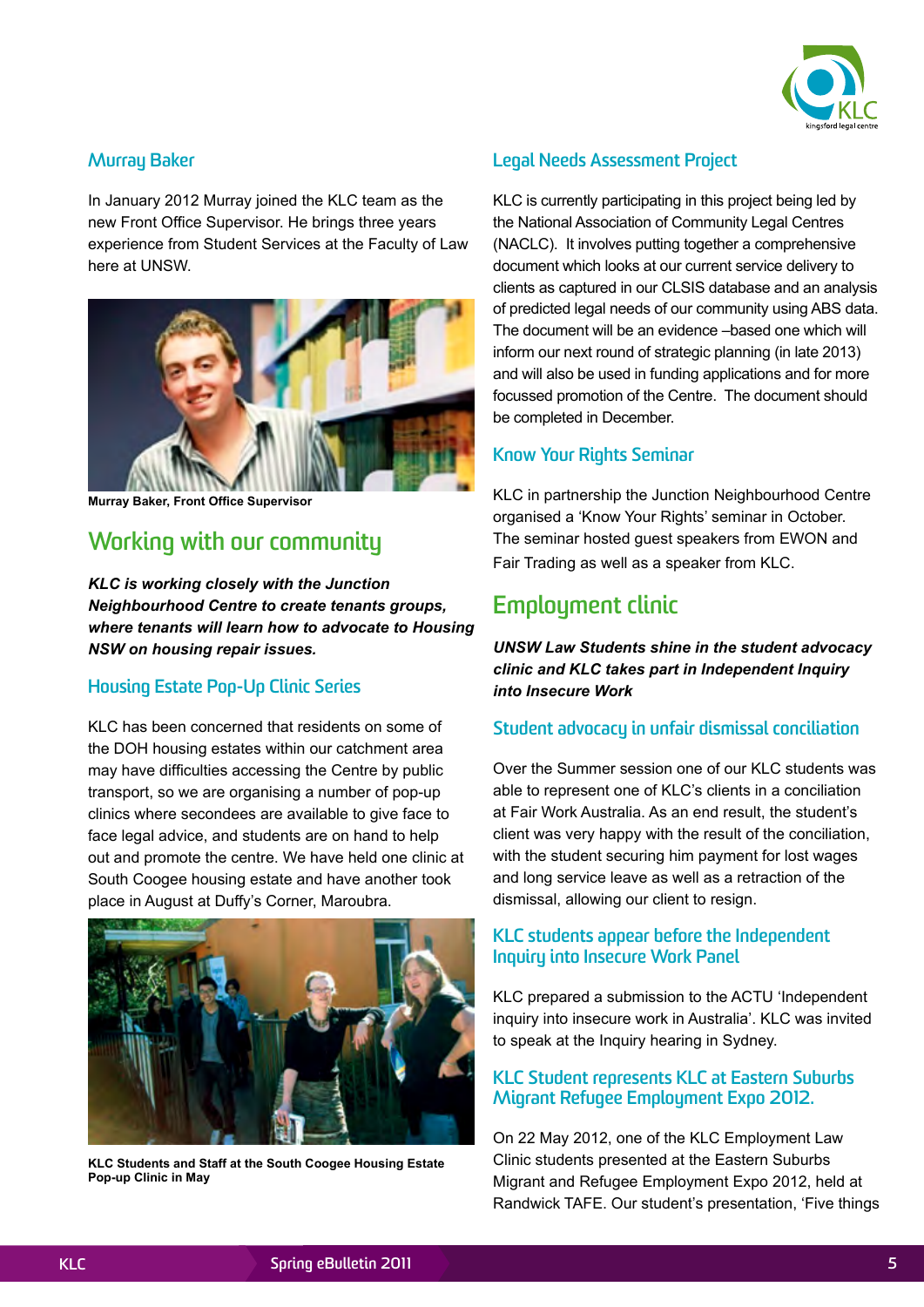### Murray Baker

In January 2012 Murray joined the KLC team as the new Front Office Supervisor. He brings three years experience from Student Services at the Faculty of Law here at UNSW.

**Murray Baker, Front Office Supervisor**

## Working with our community

***KLC is working closely with the Junction Neighbourhood Centre to create tenants groups, where tenants will learn how to advocate to Housing NSW on housing repair issues.***

### Housing Estate Pop-Up Clinic Series

KLC has been concerned that residents on some of the DOH housing estates within our catchment area may have difficulties accessing the Centre by public transport, so we are organising a number of pop-up clinics where secondees are available to give face to face legal advice, and students are on hand to help out and promote the centre. We have held one clinic at South Coogee housing estate and have another took place in August at Duffy's Corner, Maroubra.

**KLC Students and Staff at the South Coogee Housing Estate Pop-up Clinic in May**

### Legal Needs Assessment Project

KLC is currently participating in this project being led by the National Association of Community Legal Centres (NACLC). It involves putting together a comprehensive document which looks at our current service delivery to clients as captured in our CLSIS database and an analysis of predicted legal needs of our community using ABS data. The document will be an evidence –based one which will inform our next round of strategic planning (in late 2013) and will also be used in funding applications and for more focussed promotion of the Centre. The document should be completed in December.

### Know Your Rights Seminar

KLC in partnership the Junction Neighbourhood Centre organised a 'Know Your Rights' seminar in October. The seminar hosted guest speakers from EWON and Fair Trading as well as a speaker from KLC.

## Employment clinic

***UNSW Law Students shine in the student advocacy clinic and KLC takes part in Independent Inquiry into Insecure Work***

### Student advocacy in unfair dismissal conciliation

Over the Summer session one of our KLC students was able to represent one of KLC's clients in a conciliation at Fair Work Australia. As an end result, the student's client was very happy with the result of the conciliation, with the student securing him payment for lost wages and long service leave as well as a retraction of the dismissal, allowing our client to resign.

### KLC students appear before the Independent Inquiry into Insecure Work Panel

KLC prepared a submission to the ACTU 'Independent inquiry into insecure work in Australia'. KLC was invited to speak at the Inquiry hearing in Sydney.

### KLC Student represents KLC at Eastern Suburbs Migrant Refugee Employment Expo 2012.

On 22 May 2012, one of the KLC Employment Law Clinic students presented at the Eastern Suburbs Migrant and Refugee Employment Expo 2012, held at Randwick TAFE. Our student's presentation, 'Five things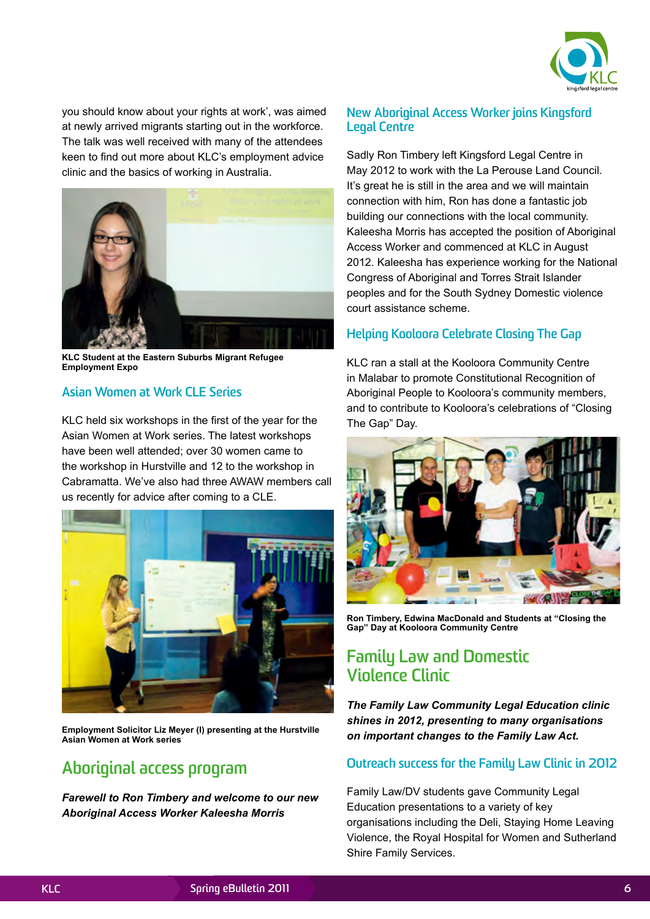you should know about your rights at work', was aimed at newly arrived migrants starting out in the workforce. The talk was well received with many of the attendees keen to find out more about KLC's employment advice clinic and the basics of working in Australia.

**KLC Student at the Eastern Suburbs Migrant Refugee Employment Expo**

### Asian Women at Work CLE Series

KLC held six workshops in the first of the year for the Asian Women at Work series. The latest workshops have been well attended; over 30 women came to the workshop in Hurstville and 12 to the workshop in Cabramatta. We've also had three AWAW members call us recently for advice after coming to a CLE.

**Employment Solicitor Liz Meyer (l) presenting at the Hurstville Asian Women at Work series**

## Aboriginal access program

***Farewell to Ron Timbery and welcome to our new Aboriginal Access Worker Kaleesha Morris***

### New Aboriginal Access Worker joins Kingsford Legal Centre

Sadly Ron Timbery left Kingsford Legal Centre in May 2012 to work with the La Perouse Land Council. It's great he is still in the area and we will maintain connection with him, Ron has done a fantastic job building our connections with the local community. Kaleesha Morris has accepted the position of Aboriginal Access Worker and commenced at KLC in August 2012. Kaleesha has experience working for the National Congress of Aboriginal and Torres Strait Islander peoples and for the South Sydney Domestic violence court assistance scheme.

### Helping Kooloora Celebrate Closing The Gap

KLC ran a stall at the Kooloora Community Centre in Malabar to promote Constitutional Recognition of Aboriginal People to Kooloora's community members, and to contribute to Kooloora's celebrations of "Closing The Gap" Day.

**Ron Timbery, Edwina MacDonald and Students at "Closing the Gap" Day at Kooloora Community Centre**

## Family Law and Domestic Violence Clinic

***The Family Law Community Legal Education clinic shines in 2012, presenting to many organisations on important changes to the Family Law Act.***

### Outreach success for the Family Law Clinic in 2012

Family Law/DV students gave Community Legal Education presentations to a variety of key organisations including the Deli, Staying Home Leaving Violence, the Royal Hospital for Women and Sutherland Shire Family Services.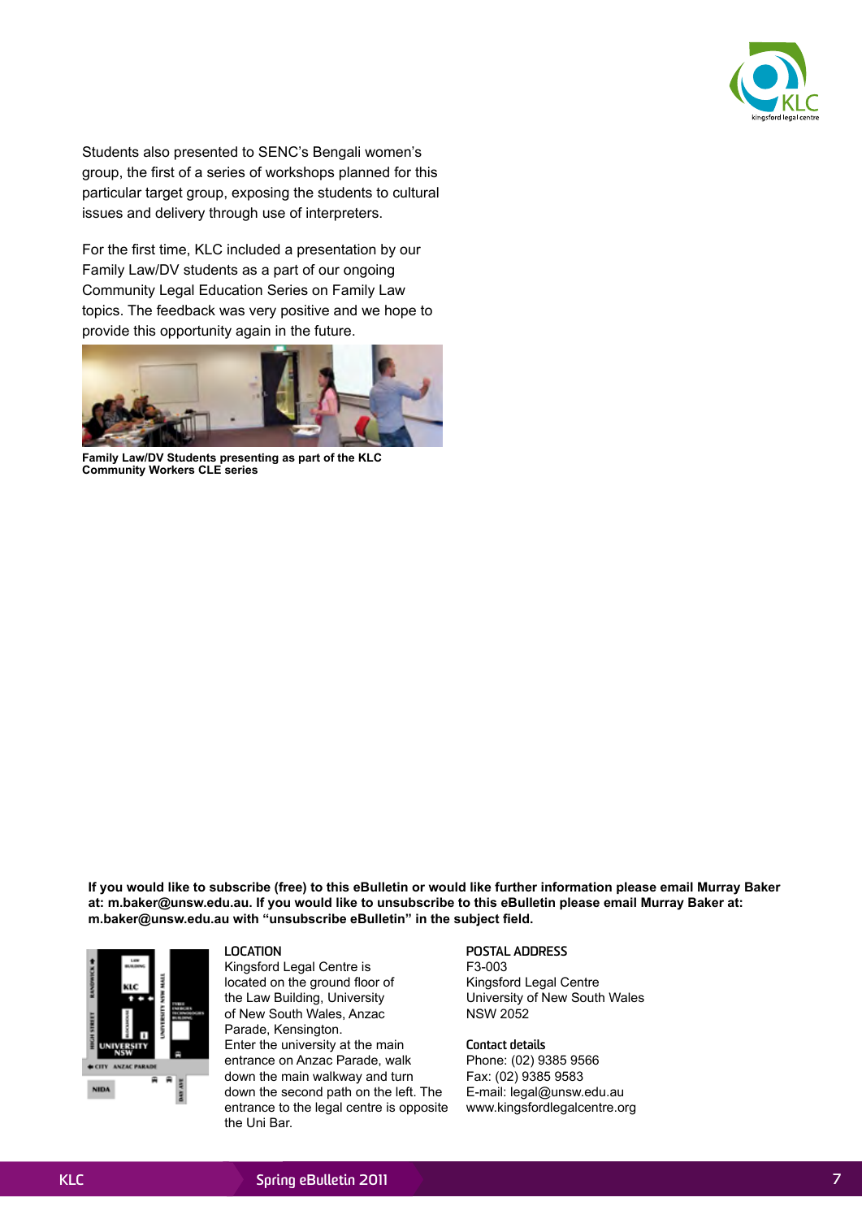Students also presented to SENC's Bengali women's group, the first of a series of workshops planned for this particular target group, exposing the students to cultural issues and delivery through use of interpreters.

For the first time, KLC included a presentation by our Family Law/DV students as a part of our ongoing Community Legal Education Series on Family Law topics. The feedback was very positive and we hope to provide this opportunity again in the future.

**Family Law/DV Students presenting as part of the KLC Community Workers CLE series**

**If you would like to subscribe (free) to this eBulletin or would like further information please email Murray Baker at: m.baker@unsw.edu.au. If you would like to unsubscribe to this eBulletin please email Murray Baker at: m.baker@unsw.edu.au with "unsubscribe eBulletin" in the subject field.**

### LOCATION

Kingsford Legal Centre is located on the ground floor of the Law Building, University of New South Wales, Anzac Parade, Kensington.
Enter the university at the main entrance on Anzac Parade, walk down the main walkway and turn down the second path on the left. The entrance to the legal centre is opposite the Uni Bar.

### POSTAL ADDRESS

F3-003
Kingsford Legal Centre
University of New South Wales
NSW 2052

### Contact details

Phone: (02) 9385 9566
Fax: (02) 9385 9583
E-mail: legal@unsw.edu.au
www.kingsfordlegalcentre.org